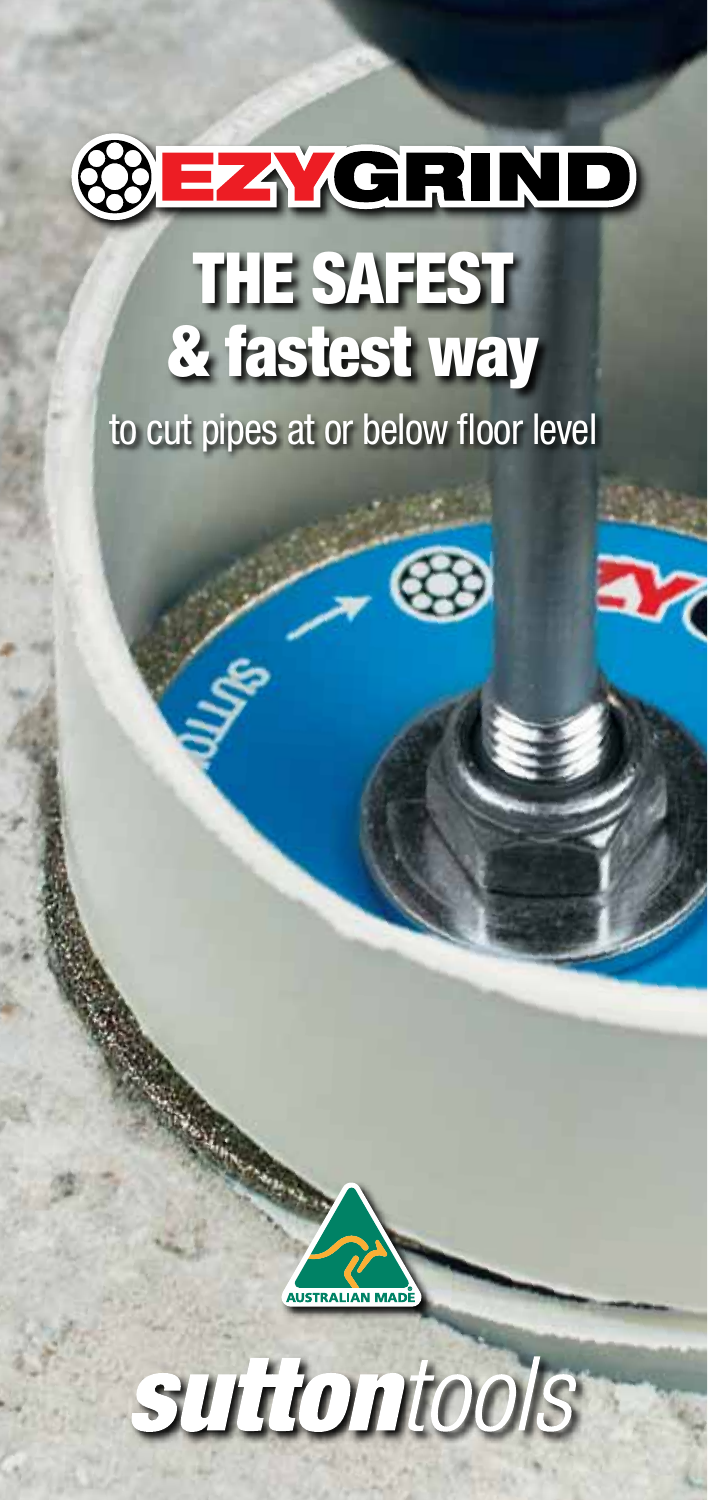# EZYGRIND

## THE SAFEST & fastest way

to cut pipes at or below floor level

AUSTRALIAN MADE

*suttontools*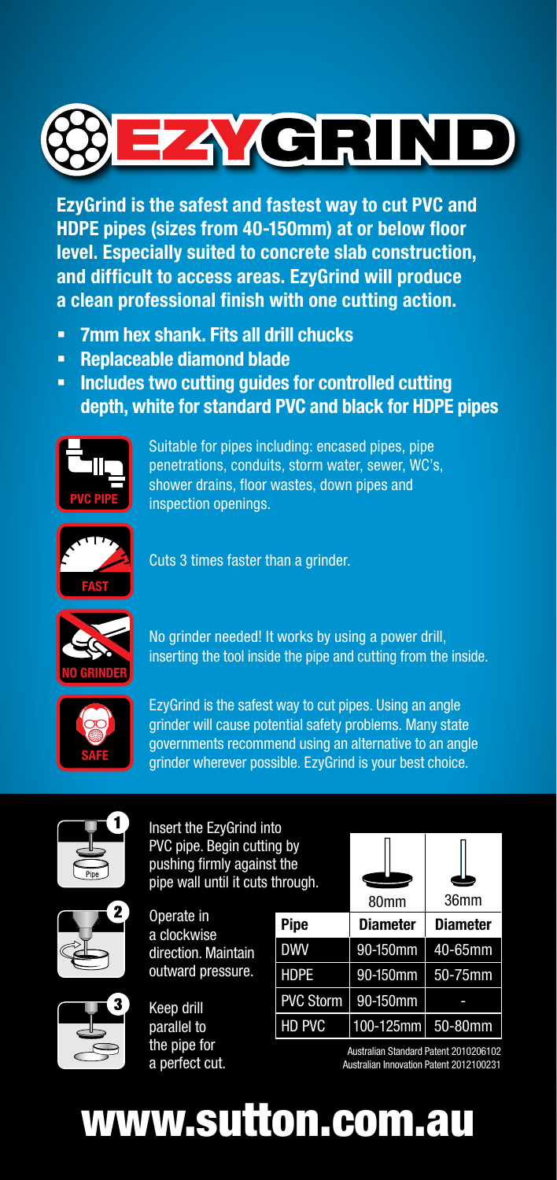# EZYGRIND

**EzyGrind is the safest and fastest way to cut PVC and HDPE pipes (sizes from 40-150mm) at or below floor level. Especially suited to concrete slab construction, and difficult to access areas. EzyGrind will produce a clean professional finish with one cutting action.**

- **7mm hex shank. Fits all drill chucks**
- **Replaceable diamond blade**
- **Includes two cutting guides for controlled cutting depth, white for standard PVC and black for HDPE pipes**

PVC PIPE

Suitable for pipes including: encased pipes, pipe penetrations, conduits, storm water, sewer, WC's, shower drains, floor wastes, down pipes and inspection openings.

FAST

Cuts 3 times faster than a grinder.

NO GRINDER

No grinder needed! It works by using a power drill, inserting the tool inside the pipe and cutting from the inside.

SAFE

EzyGrind is the safest way to cut pipes. Using an angle grinder will cause potential safety problems. Many state governments recommend using an alternative to an angle grinder wherever possible. EzyGrind is your best choice.

1. Insert the EzyGrind into PVC pipe. Begin cutting by pushing firmly against the pipe wall until it cuts through.
2. Operate in a clockwise direction. Maintain outward pressure.
3. Keep drill parallel to the pipe for a perfect cut.

| | 80mm | 36mm |
|---|---|---|
| **Pipe** | **Diameter** | **Diameter** |
| DWV | 90-150mm | 40-65mm |
| HDPE | 90-150mm | 50-75mm |
| PVC Storm | 90-150mm | - |
| HD PVC | 100-125mm | 50-80mm |

Australian Standard Patent 2010206102
Australian Innovation Patent 2012100231

# www.sutton.com.au